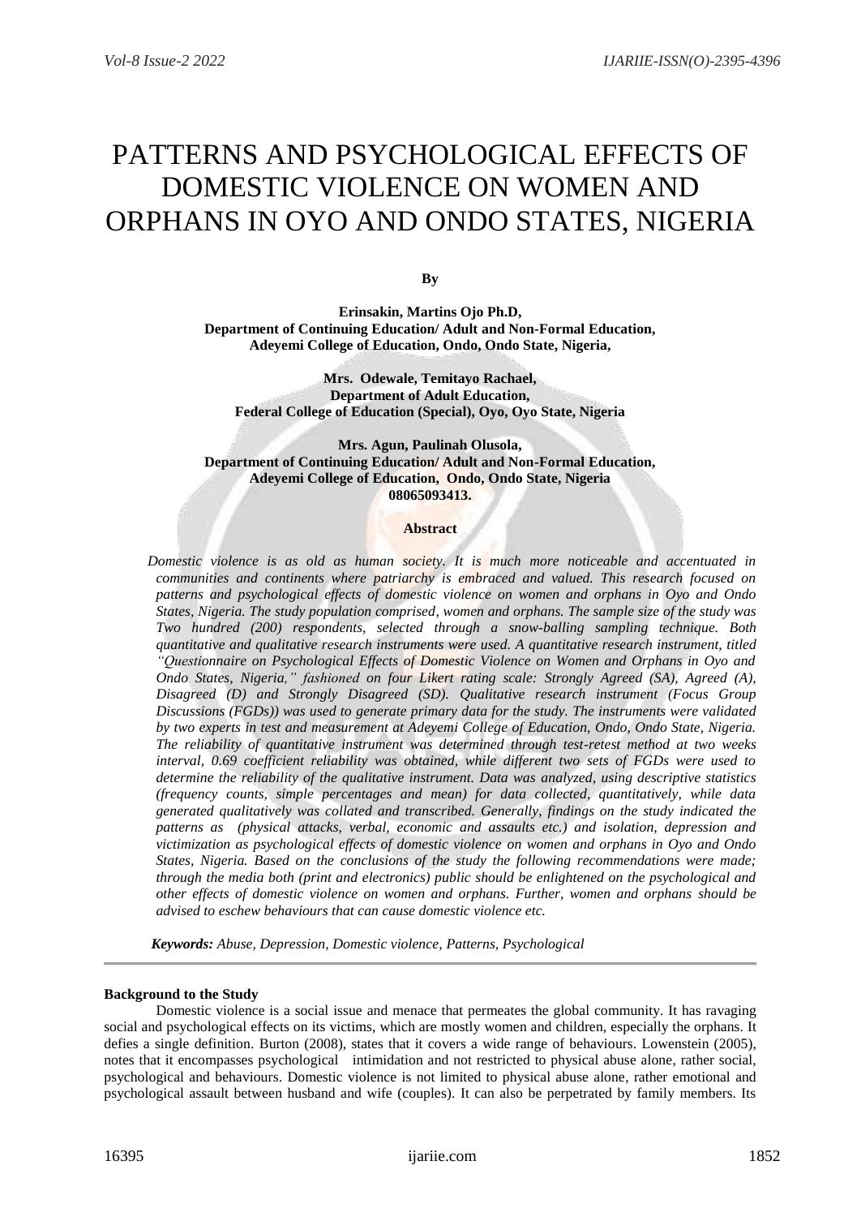# PATTERNS AND PSYCHOLOGICAL EFFECTS OF DOMESTIC VIOLENCE ON WOMEN AND ORPHANS IN OYO AND ONDO STATES, NIGERIA

**By**

**Erinsakin, Martins Ojo Ph.D,**
**Department of Continuing Education/ Adult and Non-Formal Education,**
**Adeyemi College of Education, Ondo, Ondo State, Nigeria,**

**Mrs. Odewale, Temitayo Rachael,**
**Department of Adult Education,**
**Federal College of Education (Special), Oyo, Oyo State, Nigeria**

**Mrs. Agun, Paulinah Olusola,**
**Department of Continuing Education/ Adult and Non-Formal Education,**
**Adeyemi College of Education, Ondo, Ondo State, Nigeria**
**08065093413.**

**Abstract**

*Domestic violence is as old as human society. It is much more noticeable and accentuated in communities and continents where patriarchy is embraced and valued. This research focused on patterns and psychological effects of domestic violence on women and orphans in Oyo and Ondo States, Nigeria. The study population comprised, women and orphans. The sample size of the study was Two hundred (200) respondents, selected through a snow-balling sampling technique. Both quantitative and qualitative research instruments were used. A quantitative research instrument, titled "Questionnaire on Psychological Effects of Domestic Violence on Women and Orphans in Oyo and Ondo States, Nigeria," fashioned on four Likert rating scale: Strongly Agreed (SA), Agreed (A), Disagreed (D) and Strongly Disagreed (SD). Qualitative research instrument (Focus Group Discussions (FGDs)) was used to generate primary data for the study. The instruments were validated by two experts in test and measurement at Adeyemi College of Education, Ondo, Ondo State, Nigeria. The reliability of quantitative instrument was determined through test-retest method at two weeks interval, 0.69 coefficient reliability was obtained, while different two sets of FGDs were used to determine the reliability of the qualitative instrument. Data was analyzed, using descriptive statistics (frequency counts, simple percentages and mean) for data collected, quantitatively, while data generated qualitatively was collated and transcribed. Generally, findings on the study indicated the patterns as (physical attacks, verbal, economic and assaults etc.) and isolation, depression and victimization as psychological effects of domestic violence on women and orphans in Oyo and Ondo States, Nigeria. Based on the conclusions of the study the following recommendations were made; through the media both (print and electronics) public should be enlightened on the psychological and other effects of domestic violence on women and orphans. Further, women and orphans should be advised to eschew behaviours that can cause domestic violence etc.*

***Keywords:*** *Abuse, Depression, Domestic violence, Patterns, Psychological*

---

**Background to the Study**

Domestic violence is a social issue and menace that permeates the global community. It has ravaging social and psychological effects on its victims, which are mostly women and children, especially the orphans. It defies a single definition. Burton (2008), states that it covers a wide range of behaviours. Lowenstein (2005), notes that it encompasses psychological intimidation and not restricted to physical abuse alone, rather social, psychological and behaviours. Domestic violence is not limited to physical abuse alone, rather emotional and psychological assault between husband and wife (couples). It can also be perpetrated by family members. Its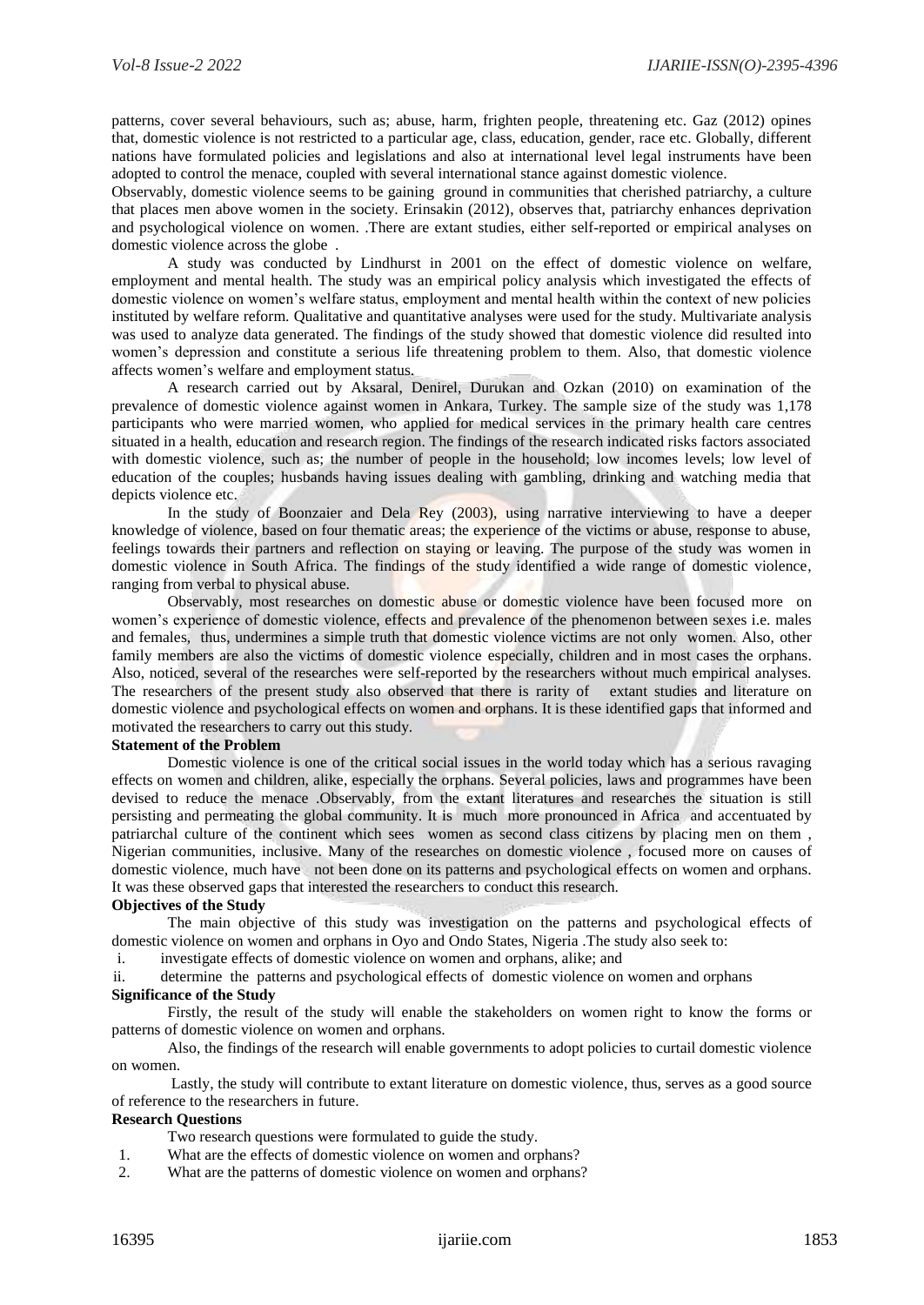patterns, cover several behaviours, such as; abuse, harm, frighten people, threatening etc. Gaz (2012) opines that, domestic violence is not restricted to a particular age, class, education, gender, race etc. Globally, different nations have formulated policies and legislations and also at international level legal instruments have been adopted to control the menace, coupled with several international stance against domestic violence.

Observably, domestic violence seems to be gaining ground in communities that cherished patriarchy, a culture that places men above women in the society. Erinsakin (2012), observes that, patriarchy enhances deprivation and psychological violence on women. .There are extant studies, either self-reported or empirical analyses on domestic violence across the globe .

A study was conducted by Lindhurst in 2001 on the effect of domestic violence on welfare, employment and mental health. The study was an empirical policy analysis which investigated the effects of domestic violence on women's welfare status, employment and mental health within the context of new policies instituted by welfare reform. Qualitative and quantitative analyses were used for the study. Multivariate analysis was used to analyze data generated. The findings of the study showed that domestic violence did resulted into women's depression and constitute a serious life threatening problem to them. Also, that domestic violence affects women's welfare and employment status.

A research carried out by Aksaral, Denirel, Durukan and Ozkan (2010) on examination of the prevalence of domestic violence against women in Ankara, Turkey. The sample size of the study was 1,178 participants who were married women, who applied for medical services in the primary health care centres situated in a health, education and research region. The findings of the research indicated risks factors associated with domestic violence, such as; the number of people in the household; low incomes levels; low level of education of the couples; husbands having issues dealing with gambling, drinking and watching media that depicts violence etc.

In the study of Boonzaier and Dela Rey (2003), using narrative interviewing to have a deeper knowledge of violence, based on four thematic areas; the experience of the victims or abuse, response to abuse, feelings towards their partners and reflection on staying or leaving. The purpose of the study was women in domestic violence in South Africa. The findings of the study identified a wide range of domestic violence, ranging from verbal to physical abuse.

Observably, most researches on domestic abuse or domestic violence have been focused more on women's experience of domestic violence, effects and prevalence of the phenomenon between sexes i.e. males and females, thus, undermines a simple truth that domestic violence victims are not only women. Also, other family members are also the victims of domestic violence especially, children and in most cases the orphans. Also, noticed, several of the researches were self-reported by the researchers without much empirical analyses. The researchers of the present study also observed that there is rarity of extant studies and literature on domestic violence and psychological effects on women and orphans. It is these identified gaps that informed and motivated the researchers to carry out this study.

**Statement of the Problem**

Domestic violence is one of the critical social issues in the world today which has a serious ravaging effects on women and children, alike, especially the orphans. Several policies, laws and programmes have been devised to reduce the menace .Observably, from the extant literatures and researches the situation is still persisting and permeating the global community. It is much more pronounced in Africa and accentuated by patriarchal culture of the continent which sees women as second class citizens by placing men on them , Nigerian communities, inclusive. Many of the researches on domestic violence , focused more on causes of domestic violence, much have not been done on its patterns and psychological effects on women and orphans. It was these observed gaps that interested the researchers to conduct this research.

**Objectives of the Study**

The main objective of this study was investigation on the patterns and psychological effects of domestic violence on women and orphans in Oyo and Ondo States, Nigeria .The study also seek to:

i. investigate effects of domestic violence on women and orphans, alike; and
ii. determine the patterns and psychological effects of domestic violence on women and orphans

**Significance of the Study**

Firstly, the result of the study will enable the stakeholders on women right to know the forms or patterns of domestic violence on women and orphans.

Also, the findings of the research will enable governments to adopt policies to curtail domestic violence on women.

Lastly, the study will contribute to extant literature on domestic violence, thus, serves as a good source of reference to the researchers in future.

**Research Questions**

Two research questions were formulated to guide the study.

1. What are the effects of domestic violence on women and orphans?
2. What are the patterns of domestic violence on women and orphans?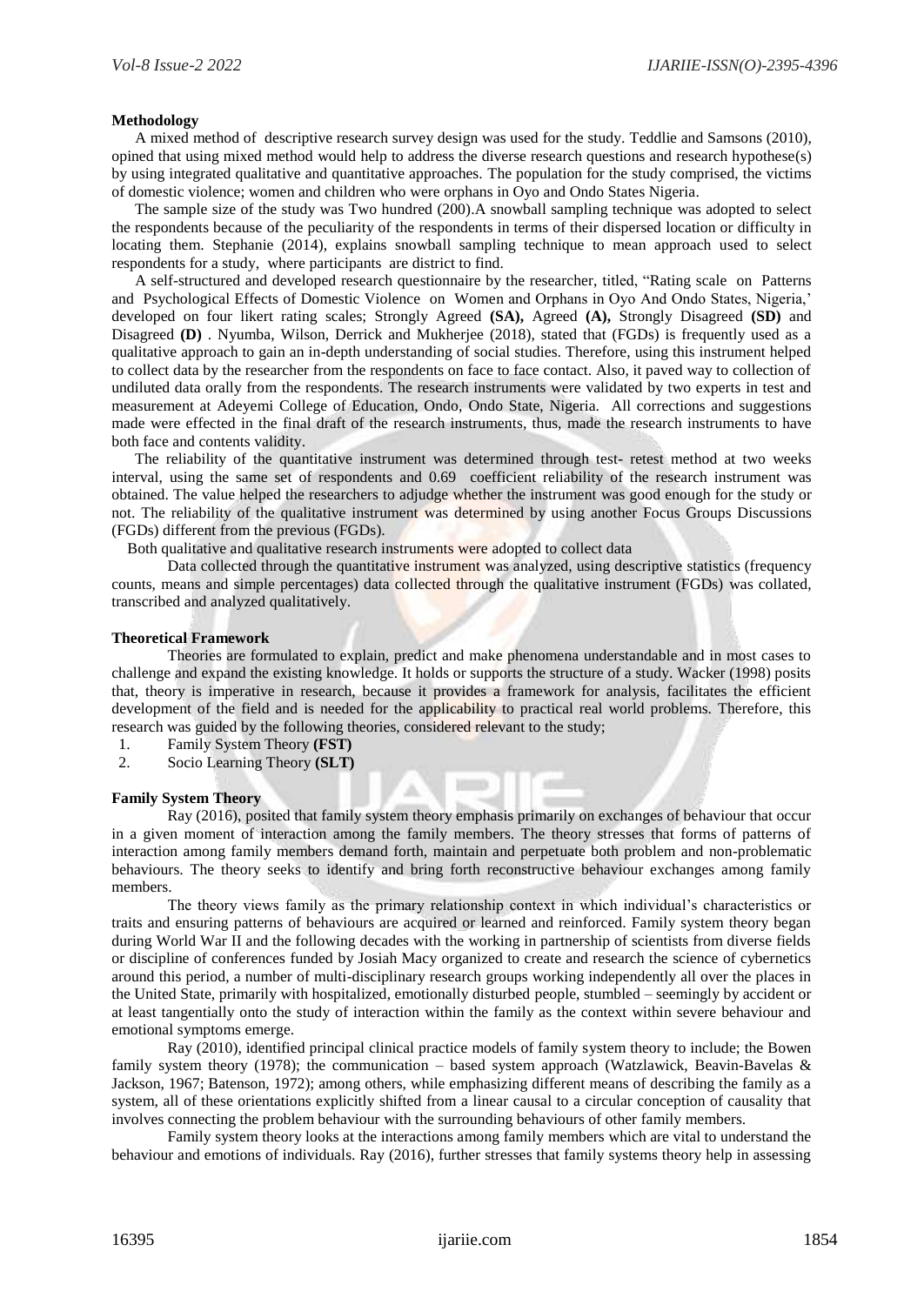**Methodology**

A mixed method of descriptive research survey design was used for the study. Teddlie and Samsons (2010), opined that using mixed method would help to address the diverse research questions and research hypothese(s) by using integrated qualitative and quantitative approaches. The population for the study comprised, the victims of domestic violence; women and children who were orphans in Oyo and Ondo States Nigeria.

The sample size of the study was Two hundred (200).A snowball sampling technique was adopted to select the respondents because of the peculiarity of the respondents in terms of their dispersed location or difficulty in locating them. Stephanie (2014), explains snowball sampling technique to mean approach used to select respondents for a study, where participants are district to find.

A self-structured and developed research questionnaire by the researcher, titled, "Rating scale on Patterns and Psychological Effects of Domestic Violence on Women and Orphans in Oyo And Ondo States, Nigeria,' developed on four likert rating scales; Strongly Agreed **(SA),** Agreed **(A),** Strongly Disagreed **(SD)** and Disagreed **(D)** . Nyumba, Wilson, Derrick and Mukherjee (2018), stated that (FGDs) is frequently used as a qualitative approach to gain an in-depth understanding of social studies. Therefore, using this instrument helped to collect data by the researcher from the respondents on face to face contact. Also, it paved way to collection of undiluted data orally from the respondents. The research instruments were validated by two experts in test and measurement at Adeyemi College of Education, Ondo, Ondo State, Nigeria. All corrections and suggestions made were effected in the final draft of the research instruments, thus, made the research instruments to have both face and contents validity.

The reliability of the quantitative instrument was determined through test- retest method at two weeks interval, using the same set of respondents and 0.69 coefficient reliability of the research instrument was obtained. The value helped the researchers to adjudge whether the instrument was good enough for the study or not. The reliability of the qualitative instrument was determined by using another Focus Groups Discussions (FGDs) different from the previous (FGDs).

Both qualitative and qualitative research instruments were adopted to collect data

Data collected through the quantitative instrument was analyzed, using descriptive statistics (frequency counts, means and simple percentages) data collected through the qualitative instrument (FGDs) was collated, transcribed and analyzed qualitatively.

**Theoretical Framework**

Theories are formulated to explain, predict and make phenomena understandable and in most cases to challenge and expand the existing knowledge. It holds or supports the structure of a study. Wacker (1998) posits that, theory is imperative in research, because it provides a framework for analysis, facilitates the efficient development of the field and is needed for the applicability to practical real world problems. Therefore, this research was guided by the following theories, considered relevant to the study;

1. Family System Theory **(FST)**
2. Socio Learning Theory **(SLT)**

**Family System Theory**

Ray (2016), posited that family system theory emphasis primarily on exchanges of behaviour that occur in a given moment of interaction among the family members. The theory stresses that forms of patterns of interaction among family members demand forth, maintain and perpetuate both problem and non-problematic behaviours. The theory seeks to identify and bring forth reconstructive behaviour exchanges among family members.

The theory views family as the primary relationship context in which individual's characteristics or traits and ensuring patterns of behaviours are acquired or learned and reinforced. Family system theory began during World War II and the following decades with the working in partnership of scientists from diverse fields or discipline of conferences funded by Josiah Macy organized to create and research the science of cybernetics around this period, a number of multi-disciplinary research groups working independently all over the places in the United State, primarily with hospitalized, emotionally disturbed people, stumbled – seemingly by accident or at least tangentially onto the study of interaction within the family as the context within severe behaviour and emotional symptoms emerge.

Ray (2010), identified principal clinical practice models of family system theory to include; the Bowen family system theory (1978); the communication – based system approach (Watzlawick, Beavin-Bavelas & Jackson, 1967; Batenson, 1972); among others, while emphasizing different means of describing the family as a system, all of these orientations explicitly shifted from a linear causal to a circular conception of causality that involves connecting the problem behaviour with the surrounding behaviours of other family members.

Family system theory looks at the interactions among family members which are vital to understand the behaviour and emotions of individuals. Ray (2016), further stresses that family systems theory help in assessing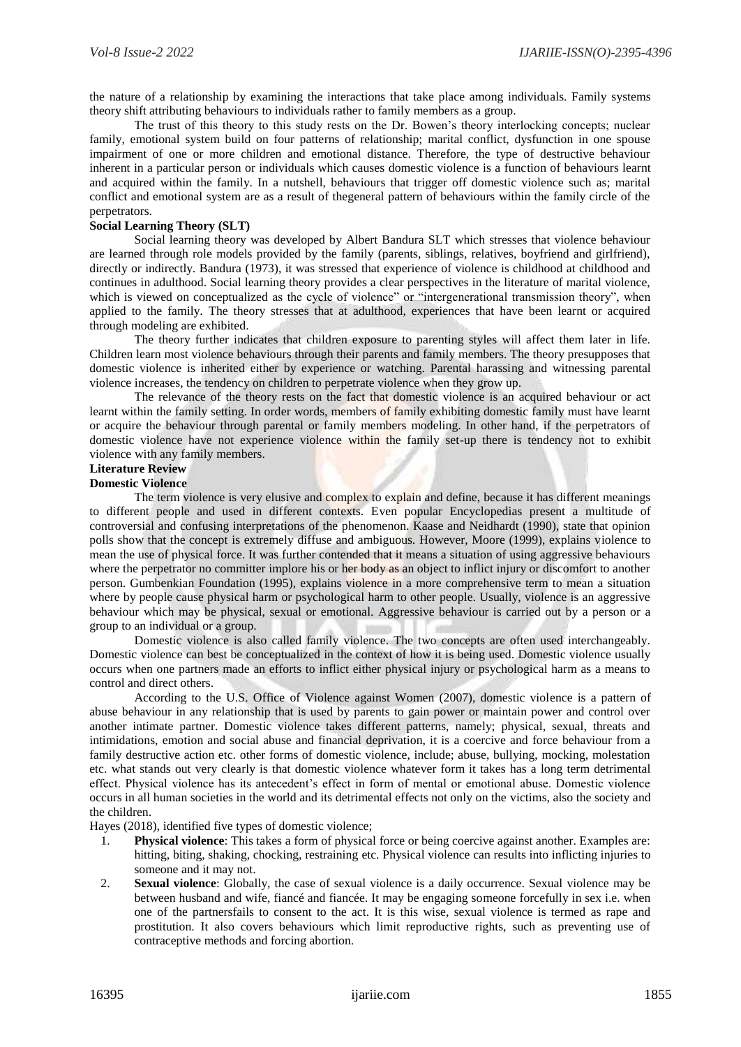the nature of a relationship by examining the interactions that take place among individuals. Family systems theory shift attributing behaviours to individuals rather to family members as a group.

The trust of this theory to this study rests on the Dr. Bowen's theory interlocking concepts; nuclear family, emotional system build on four patterns of relationship; marital conflict, dysfunction in one spouse impairment of one or more children and emotional distance. Therefore, the type of destructive behaviour inherent in a particular person or individuals which causes domestic violence is a function of behaviours learnt and acquired within the family. In a nutshell, behaviours that trigger off domestic violence such as; marital conflict and emotional system are as a result of thegeneral pattern of behaviours within the family circle of the perpetrators.

**Social Learning Theory (SLT)**

Social learning theory was developed by Albert Bandura SLT which stresses that violence behaviour are learned through role models provided by the family (parents, siblings, relatives, boyfriend and girlfriend), directly or indirectly. Bandura (1973), it was stressed that experience of violence is childhood at childhood and continues in adulthood. Social learning theory provides a clear perspectives in the literature of marital violence, which is viewed on conceptualized as the cycle of violence" or "intergenerational transmission theory", when applied to the family. The theory stresses that at adulthood, experiences that have been learnt or acquired through modeling are exhibited.

The theory further indicates that children exposure to parenting styles will affect them later in life. Children learn most violence behaviours through their parents and family members. The theory presupposes that domestic violence is inherited either by experience or watching. Parental harassing and witnessing parental violence increases, the tendency on children to perpetrate violence when they grow up.

The relevance of the theory rests on the fact that domestic violence is an acquired behaviour or act learnt within the family setting. In order words, members of family exhibiting domestic family must have learnt or acquire the behaviour through parental or family members modeling. In other hand, if the perpetrators of domestic violence have not experience violence within the family set-up there is tendency not to exhibit violence with any family members.

**Literature Review**

**Domestic Violence**

The term violence is very elusive and complex to explain and define, because it has different meanings to different people and used in different contexts. Even popular Encyclopedias present a multitude of controversial and confusing interpretations of the phenomenon. Kaase and Neidhardt (1990), state that opinion polls show that the concept is extremely diffuse and ambiguous. However, Moore (1999), explains violence to mean the use of physical force. It was further contended that it means a situation of using aggressive behaviours where the perpetrator no committer implore his or her body as an object to inflict injury or discomfort to another person. Gumbenkian Foundation (1995), explains violence in a more comprehensive term to mean a situation where by people cause physical harm or psychological harm to other people. Usually, violence is an aggressive behaviour which may be physical, sexual or emotional. Aggressive behaviour is carried out by a person or a group to an individual or a group.

Domestic violence is also called family violence. The two concepts are often used interchangeably. Domestic violence can best be conceptualized in the context of how it is being used. Domestic violence usually occurs when one partners made an efforts to inflict either physical injury or psychological harm as a means to control and direct others.

According to the U.S. Office of Violence against Women (2007), domestic violence is a pattern of abuse behaviour in any relationship that is used by parents to gain power or maintain power and control over another intimate partner. Domestic violence takes different patterns, namely; physical, sexual, threats and intimidations, emotion and social abuse and financial deprivation, it is a coercive and force behaviour from a family destructive action etc. other forms of domestic violence, include; abuse, bullying, mocking, molestation etc. what stands out very clearly is that domestic violence whatever form it takes has a long term detrimental effect. Physical violence has its antecedent's effect in form of mental or emotional abuse. Domestic violence occurs in all human societies in the world and its detrimental effects not only on the victims, also the society and the children.

Hayes (2018), identified five types of domestic violence;

1. **Physical violence**: This takes a form of physical force or being coercive against another. Examples are: hitting, biting, shaking, chocking, restraining etc. Physical violence can results into inflicting injuries to someone and it may not.
2. **Sexual violence**: Globally, the case of sexual violence is a daily occurrence. Sexual violence may be between husband and wife, fiancé and fiancée. It may be engaging someone forcefully in sex i.e. when one of the partnersfails to consent to the act. It is this wise, sexual violence is termed as rape and prostitution. It also covers behaviours which limit reproductive rights, such as preventing use of contraceptive methods and forcing abortion.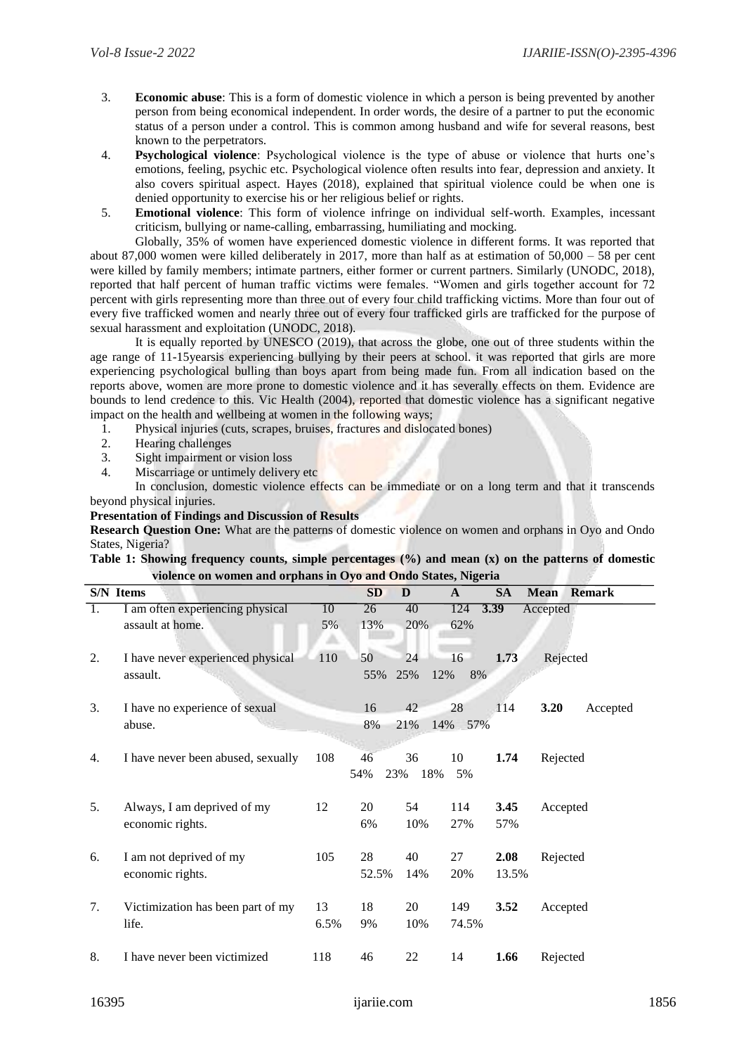3. **Economic abuse**: This is a form of domestic violence in which a person is being prevented by another person from being economical independent. In order words, the desire of a partner to put the economic status of a person under a control. This is common among husband and wife for several reasons, best known to the perpetrators.
4. **Psychological violence**: Psychological violence is the type of abuse or violence that hurts one's emotions, feeling, psychic etc. Psychological violence often results into fear, depression and anxiety. It also covers spiritual aspect. Hayes (2018), explained that spiritual violence could be when one is denied opportunity to exercise his or her religious belief or rights.
5. **Emotional violence**: This form of violence infringe on individual self-worth. Examples, incessant criticism, bullying or name-calling, embarrassing, humiliating and mocking.

Globally, 35% of women have experienced domestic violence in different forms. It was reported that about 87,000 women were killed deliberately in 2017, more than half as at estimation of 50,000 – 58 per cent were killed by family members; intimate partners, either former or current partners. Similarly (UNODC, 2018), reported that half percent of human traffic victims were females. "Women and girls together account for 72 percent with girls representing more than three out of every four child trafficking victims. More than four out of every five trafficked women and nearly three out of every four trafficked girls are trafficked for the purpose of sexual harassment and exploitation (UNODC, 2018).

It is equally reported by UNESCO (2019), that across the globe, one out of three students within the age range of 11-15yearsis experiencing bullying by their peers at school. it was reported that girls are more experiencing psychological bulling than boys apart from being made fun. From all indication based on the reports above, women are more prone to domestic violence and it has severally effects on them. Evidence are bounds to lend credence to this. Vic Health (2004), reported that domestic violence has a significant negative impact on the health and wellbeing at women in the following ways;

1. Physical injuries (cuts, scrapes, bruises, fractures and dislocated bones)
2. Hearing challenges
3. Sight impairment or vision loss
4. Miscarriage or untimely delivery etc

In conclusion, domestic violence effects can be immediate or on a long term and that it transcends beyond physical injuries.

**Presentation of Findings and Discussion of Results**

**Research Question One:** What are the patterns of domestic violence on women and orphans in Oyo and Ondo States, Nigeria?

**Table 1: Showing frequency counts, simple percentages (%) and mean (x) on the patterns of domestic violence on women and orphans in Oyo and Ondo States, Nigeria**

| S/N | Items | SD | D | A | SA | Mean | Remark |
|---|---|---|---|---|---|---|---|
| 1. | I am often experiencing physical assault at home. | 10<br>5% | 26<br>13% | 40<br>20% | 124<br>62% | 3.39 | Accepted |
| 2. | I have never experienced physical assault. | 110<br>55% | 50<br>25% | 24<br>12% | 16<br>8% | 1.73 | Rejected |
| 3. | I have no experience of sexual abuse. | 16<br>8% | 42<br>21% | 28<br>14% | 114<br>57% | 3.20 | Accepted |
| 4. | I have never been abused, sexually | 108<br>54% | 46<br>23% | 36<br>18% | 10<br>5% | 1.74 | Rejected |
| 5. | Always, I am deprived of my economic rights. | 12<br>6% | 20<br>10% | 54<br>27% | 114<br>57% | 3.45 | Accepted |
| 6. | I am not deprived of my economic rights. | 105<br>52.5% | 28<br>14% | 40<br>20% | 27<br>13.5% | 2.08 | Rejected |
| 7. | Victimization has been part of my life. | 13<br>6.5% | 18<br>9% | 20<br>10% | 149<br>74.5% | 3.52 | Accepted |
| 8. | I have never been victimized | 118 | 46 | 22 | 14 | 1.66 | Rejected |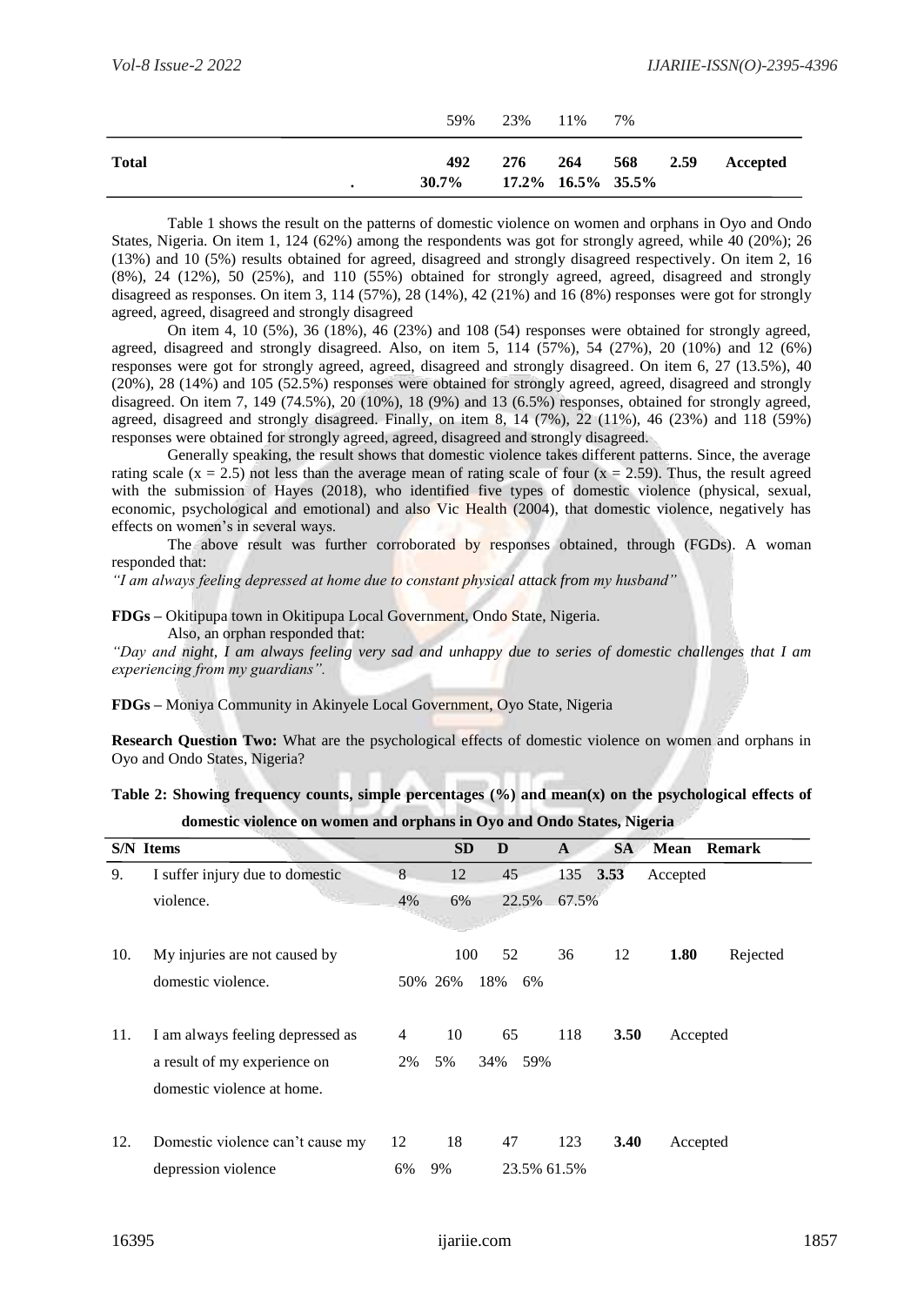| | | | | | | |
|---|---|---|---|---|---|---|
| | 59% | 23% | 11% | 7% | | |
| **Total** | **492** 30.7% | **276** 17.2% | **264** 16.5% | **568** 35.5% | **2.59** | **Accepted** |

Table 1 shows the result on the patterns of domestic violence on women and orphans in Oyo and Ondo States, Nigeria. On item 1, 124 (62%) among the respondents was got for strongly agreed, while 40 (20%); 26 (13%) and 10 (5%) results obtained for agreed, disagreed and strongly disagreed respectively. On item 2, 16 (8%), 24 (12%), 50 (25%), and 110 (55%) obtained for strongly agreed, agreed, disagreed and strongly disagreed as responses. On item 3, 114 (57%), 28 (14%), 42 (21%) and 16 (8%) responses were got for strongly agreed, agreed, disagreed and strongly disagreed

On item 4, 10 (5%), 36 (18%), 46 (23%) and 108 (54) responses were obtained for strongly agreed, agreed, disagreed and strongly disagreed. Also, on item 5, 114 (57%), 54 (27%), 20 (10%) and 12 (6%) responses were got for strongly agreed, agreed, disagreed and strongly disagreed. On item 6, 27 (13.5%), 40 (20%), 28 (14%) and 105 (52.5%) responses were obtained for strongly agreed, agreed, disagreed and strongly disagreed. On item 7, 149 (74.5%), 20 (10%), 18 (9%) and 13 (6.5%) responses, obtained for strongly agreed, agreed, disagreed and strongly disagreed. Finally, on item 8, 14 (7%), 22 (11%), 46 (23%) and 118 (59%) responses were obtained for strongly agreed, agreed, disagreed and strongly disagreed.

Generally speaking, the result shows that domestic violence takes different patterns. Since, the average rating scale (x = 2.5) not less than the average mean of rating scale of four (x = 2.59). Thus, the result agreed with the submission of Hayes (2018), who identified five types of domestic violence (physical, sexual, economic, psychological and emotional) and also Vic Health (2004), that domestic violence, negatively has effects on women's in several ways.

The above result was further corroborated by responses obtained, through (FGDs). A woman responded that:

*"I am always feeling depressed at home due to constant physical attack from my husband"*

**FDGs –** Okitipupa town in Okitipupa Local Government, Ondo State, Nigeria.

Also, an orphan responded that:

*"Day and night, I am always feeling very sad and unhappy due to series of domestic challenges that I am experiencing from my guardians".*

**FDGs –** Moniya Community in Akinyele Local Government, Oyo State, Nigeria

**Research Question Two:** What are the psychological effects of domestic violence on women and orphans in Oyo and Ondo States, Nigeria?

**Table 2: Showing frequency counts, simple percentages (%) and mean(x) on the psychological effects of domestic violence on women and orphans in Oyo and Ondo States, Nigeria**

| S/N | Items | SD | D | A | SA | Mean | Remark |
|---|---|---|---|---|---|---|---|
| 9. | I suffer injury due to domestic violence. | 8 4% | 12 6% | 45 22.5% | 135 67.5% | **3.53** | Accepted |
| 10. | My injuries are not caused by domestic violence. | 100 50% | 52 26% | 36 18% | 12 6% | **1.80** | Rejected |
| 11. | I am always feeling depressed as a result of my experience on domestic violence at home. | 4 2% | 10 5% | 65 34% | 118 59% | **3.50** | Accepted |
| 12. | Domestic violence can't cause my depression violence | 12 6% | 18 9% | 47 23.5% | 123 61.5% | **3.40** | Accepted |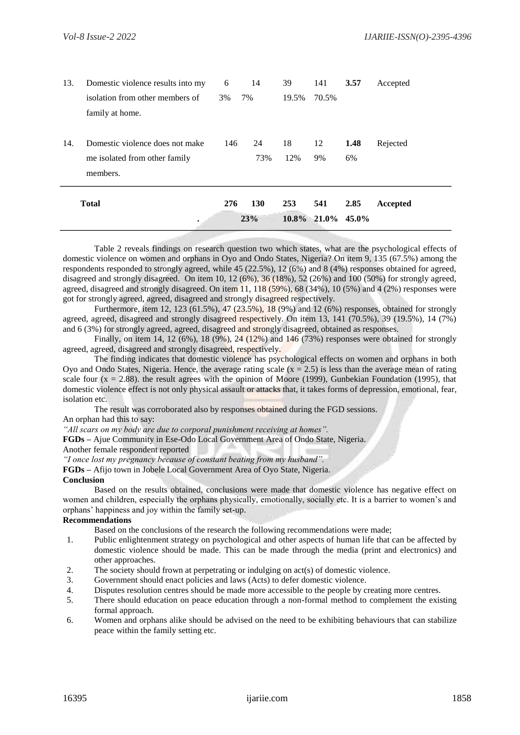| 13. | Domestic violence results into my isolation from other members of family at home. | 6<br>3% | 14<br>7% | 39<br>19.5% | 141<br>70.5% | **3.57** | Accepted |
|---|---|---|---|---|---|---|---|
| 14. | Domestic violence does not make me isolated from other family members. | 146 | 24<br>73% | 18<br>12% | 12<br>9% | **1.48**<br>6% | Rejected |
| | **Total** | **276**<br>. | **130**<br>**23%** | **253**<br>**10.8%** | **541**<br>**21.0%** | **2.85**<br>**45.0%** | **Accepted** |

Table 2 reveals findings on research question two which states, what are the psychological effects of domestic violence on women and orphans in Oyo and Ondo States, Nigeria? On item 9, 135 (67.5%) among the respondents responded to strongly agreed, while 45 (22.5%), 12 (6%) and 8 (4%) responses obtained for agreed, disagreed and strongly disagreed. On item 10, 12 (6%), 36 (18%), 52 (26%) and 100 (50%) for strongly agreed, agreed, disagreed and strongly disagreed. On item 11, 118 (59%), 68 (34%), 10 (5%) and 4 (2%) responses were got for strongly agreed, agreed, disagreed and strongly disagreed respectively.

Furthermore, item 12, 123 (61.5%), 47 (23.5%), 18 (9%) and 12 (6%) responses, obtained for strongly agreed, agreed, disagreed and strongly disagreed respectively. On item 13, 141 (70.5%), 39 (19.5%), 14 (7%) and 6 (3%) for strongly agreed, agreed, disagreed and strongly disagreed, obtained as responses.

Finally, on item 14, 12 (6%), 18 (9%), 24 (12%) and 146 (73%) responses were obtained for strongly agreed, agreed, disagreed and strongly disagreed, respectively.

The finding indicates that domestic violence has psychological effects on women and orphans in both Oyo and Ondo States, Nigeria. Hence, the average rating scale ($x = 2.5$) is less than the average mean of rating scale four ($x = 2.88$). the result agrees with the opinion of Moore (1999), Gunbekian Foundation (1995), that domestic violence effect is not only physical assault or attacks that, it takes forms of depression, emotional, fear, isolation etc.

The result was corroborated also by responses obtained during the FGD sessions.

An orphan had this to say:

*"All scars on my body are due to corporal punishment receiving at homes".*

**FGDs –** Ajue Community in Ese-Odo Local Government Area of Ondo State, Nigeria.

Another female respondent reported

*"I once lost my pregnancy because of constant beating from my husband".*

**FGDs –** Afijo town in Jobele Local Government Area of Oyo State, Nigeria.

**Conclusion**

Based on the results obtained, conclusions were made that domestic violence has negative effect on women and children, especially the orphans physically, emotionally, socially etc. It is a barrier to women's and orphans' happiness and joy within the family set-up.

**Recommendations**

Based on the conclusions of the research the following recommendations were made;

1. Public enlightenment strategy on psychological and other aspects of human life that can be affected by domestic violence should be made. This can be made through the media (print and electronics) and other approaches.
2. The society should frown at perpetrating or indulging on act(s) of domestic violence.
3. Government should enact policies and laws (Acts) to defer domestic violence.
4. Disputes resolution centres should be made more accessible to the people by creating more centres.
5. There should education on peace education through a non-formal method to complement the existing formal approach.
6. Women and orphans alike should be advised on the need to be exhibiting behaviours that can stabilize peace within the family setting etc.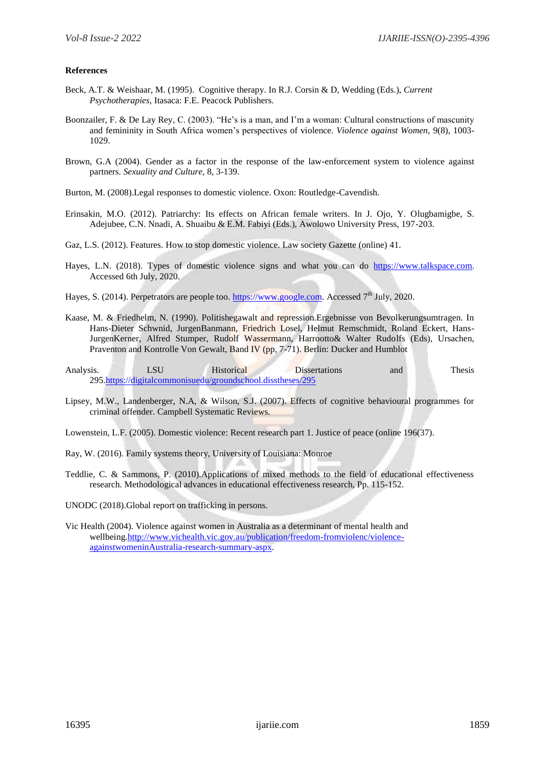**References**

Beck, A.T. & Weishaar, M. (1995). Cognitive therapy. In R.J. Corsin & D, Wedding (Eds.), *Current Psychotherapies,* Itsacaa: F.E. Peacock Publishers.

Boonzailer, F. & De Lay Rey, C. (2003). "He's is a man, and I'm a woman: Cultural constructions of mascunity and femininity in South Africa women's perspectives of violence. *Violence against Women,* 9(8), 1003-1029.

Brown, G.A (2004). Gender as a factor in the response of the law-enforcement system to violence against partners. *Sexuality and Culture,* 8, 3-139.

Burton, M. (2008).Legal responses to domestic violence. Oxon: Routledge-Cavendish.

Erinsakin, M.O. (2012). Patriarchy: Its effects on African female writers. In J. Ojo, Y. Olugbamigbe, S. Adejubee, C.N. Nnadi, A. Shuaibu & E.M. Fabiyi (Eds.), Awolowo University Press, 197-203.

Gaz, L.S. (2012). Features. How to stop domestic violence. Law society Gazette (online) 41.

Hayes, L.N. (2018). Types of domestic violence signs and what you can do https://www.talkspace.com. Accessed 6th July, 2020.

Hayes, S. (2014). Perpetrators are people too. https://www.google.com. Accessed 7th July, 2020.

Kaase, M. & Friedhelm, N. (1990). Politishegawalt and repression.Ergebnisse von Bevolkerungsumtragen. In Hans-Dieter Schwnid, JurgenBanmann, Friedrich Losel, Helmut Remschmidt, Roland Eckert, Hans-JurgenKerner, Alfred Stumper, Rudolf Wassermann, Harrootto& Walter Rudolfs (Eds), Ursachen, Praventon and Kontrolle Von Gewalt, Band IV (pp, 7-71). Berlin: Ducker and Humblot

Analysis. LSU Historical Dissertations and Thesis 295.https://digitalcommonisuedu/groundschool.disstheses/295

Lipsey, M.W., Landenberger, N.A, & Wilson, S.J. (2007). Effects of cognitive behavioural programmes for criminal offender. Campbell Systematic Reviews.

Lowenstein, L.F. (2005). Domestic violence: Recent research part 1. Justice of peace (online 196(37).

Ray, W. (2016). Family systems theory, University of Louisiana: Monroe

Teddlie, C. & Sammons, P. (2010).Applications of mixed methods to the field of educational effectiveness research. Methodological advances in educational effectiveness research, Pp. 115-152.

UNODC (2018).Global report on trafficking in persons.

Vic Health (2004). Violence against women in Australia as a determinant of mental health and wellbeing.http://www.vichealth.vic.gov.au/publication/freedom-fromviolenc/violence-againstwomeninAustralia-research-summary-aspx.